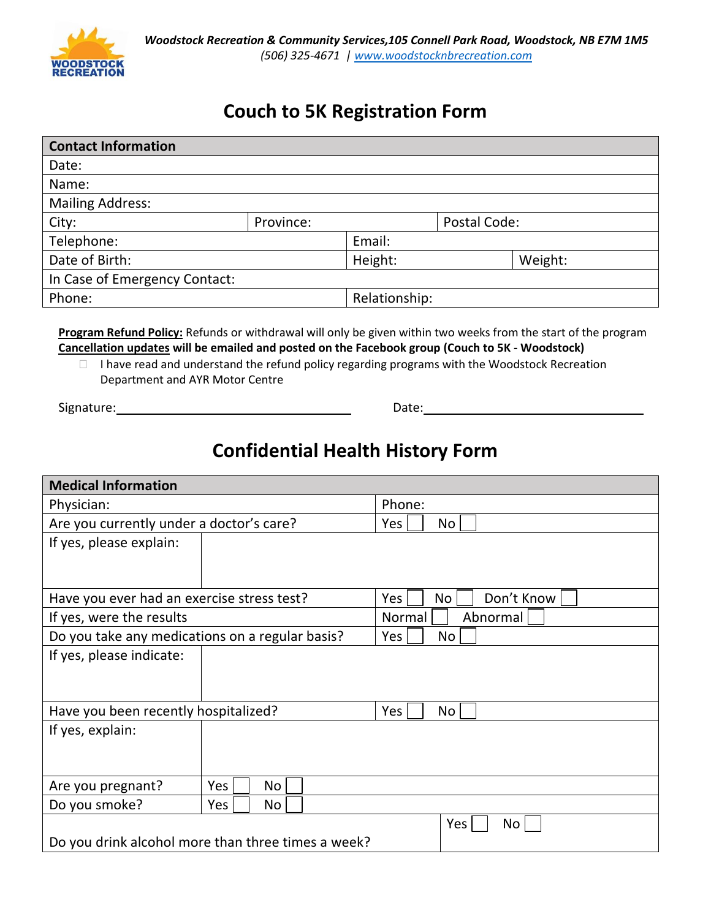*Woodstock Recreation & Community Services,105 Connell Park Road, Woodstock, NB E7M 1M5*
*(506) 325-4671 | www.woodstocknbrecreation.com*

# Couch to 5K Registration Form

| Contact Information | | |
|---|---|---|
| Date: | | |
| Name: | | |
| Mailing Address: | | |
| City: | Province: | Postal Code: |
| Telephone: | Email: | |
| Date of Birth: | Height: | Weight: |
| In Case of Emergency Contact: | | |
| Phone: | Relationship: | |

**Program Refund Policy:** Refunds or withdrawal will only be given within two weeks from the start of the program
**Cancellation updates will be emailed and posted on the Facebook group (Couch to 5K - Woodstock)**

- ☐ I have read and understand the refund policy regarding programs with the Woodstock Recreation Department and AYR Motor Centre

Signature:______________________ Date:______________________

# Confidential Health History Form

| Medical Information | |
|---|---|
| Physician: | Phone: |
| Are you currently under a doctor's care? | Yes ☐ No ☐ |
| If yes, please explain: | |
| Have you ever had an exercise stress test? | Yes ☐ No ☐ Don't Know ☐ |
| If yes, were the results | Normal ☐ Abnormal ☐ |
| Do you take any medications on a regular basis? | Yes ☐ No ☐ |
| If yes, please indicate: | |
| Have you been recently hospitalized? | Yes ☐ No ☐ |
| If yes, explain: | |
| Are you pregnant? | Yes ☐ No ☐ |
| Do you smoke? | Yes ☐ No ☐ |
| Do you drink alcohol more than three times a week? | Yes ☐ No ☐ |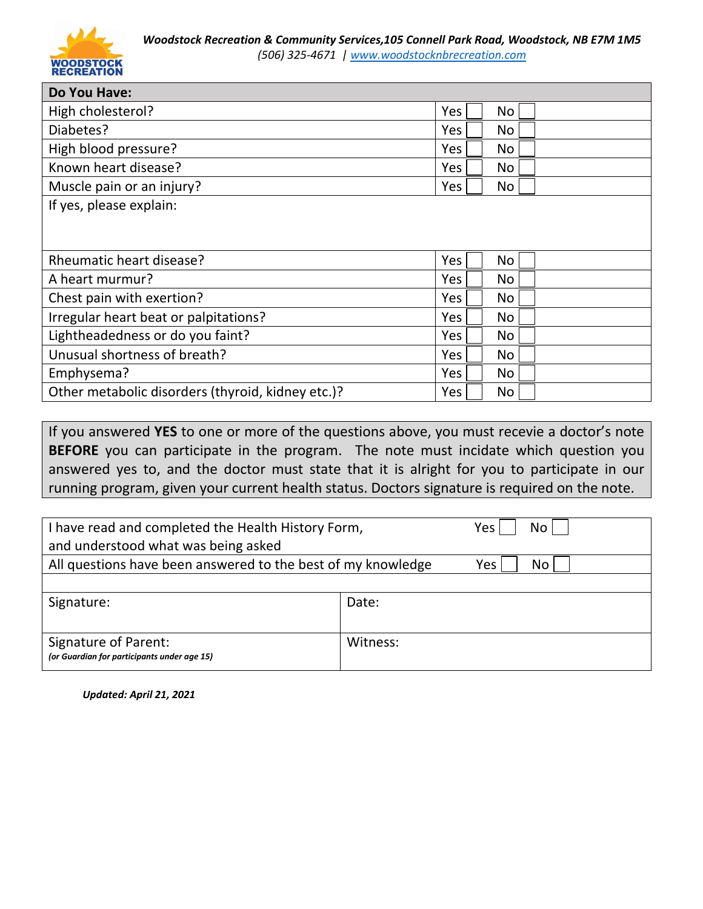*Woodstock Recreation & Community Services,105 Connell Park Road, Woodstock, NB E7M 1M5*
*(506) 325-4671 | www.woodstocknbrecreation.com*

| Do You Have: | |
|---|---|
| High cholesterol? | Yes ☐ No ☐ |
| Diabetes? | Yes ☐ No ☐ |
| High blood pressure? | Yes ☐ No ☐ |
| Known heart disease? | Yes ☐ No ☐ |
| Muscle pain or an injury? | Yes ☐ No ☐ |
| If yes, please explain: | |
| Rheumatic heart disease? | Yes ☐ No ☐ |
| A heart murmur? | Yes ☐ No ☐ |
| Chest pain with exertion? | Yes ☐ No ☐ |
| Irregular heart beat or palpitations? | Yes ☐ No ☐ |
| Lightheadedness or do you faint? | Yes ☐ No ☐ |
| Unusual shortness of breath? | Yes ☐ No ☐ |
| Emphysema? | Yes ☐ No ☐ |
| Other metabolic disorders (thyroid, kidney etc.)? | Yes ☐ No ☐ |

If you answered **YES** to one or more of the questions above, you must recevie a doctor's note **BEFORE** you can participate in the program. The note must incidate which question you answered yes to, and the doctor must state that it is alright for you to participate in our running program, given your current health status. Doctors signature is required on the note.

| | |
|---|---|
| I have read and completed the Health History Form, and understood what was being asked | Yes ☐ No ☐ |
| All questions have been answered to the best of my knowledge | Yes ☐ No ☐ |

| | |
|---|---|
| Signature: | Date: |
| Signature of Parent: *(or Guardian for participants under age 15)* | Witness: |

***Updated: April 21, 2021***